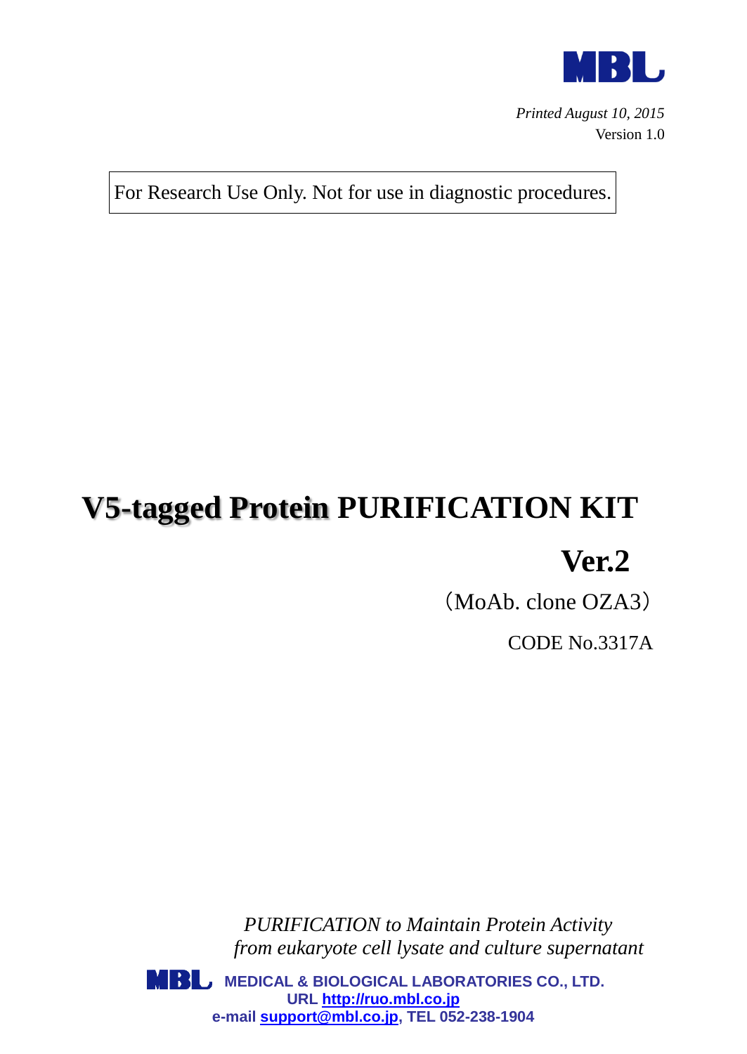MBL

*Printed August 10, 2015*
Version 1.0

For Research Use Only. Not for use in diagnostic procedures.

# V5-tagged Protein PURIFICATION KIT Ver.2

（MoAb. clone OZA3）

CODE No.3317A

*PURIFICATION to Maintain Protein Activity from eukaryote cell lysate and culture supernatant*

**MEDICAL & BIOLOGICAL LABORATORIES CO., LTD.**
**URL http://ruo.mbl.co.jp**
**e-mail support@mbl.co.jp, TEL 052-238-1904**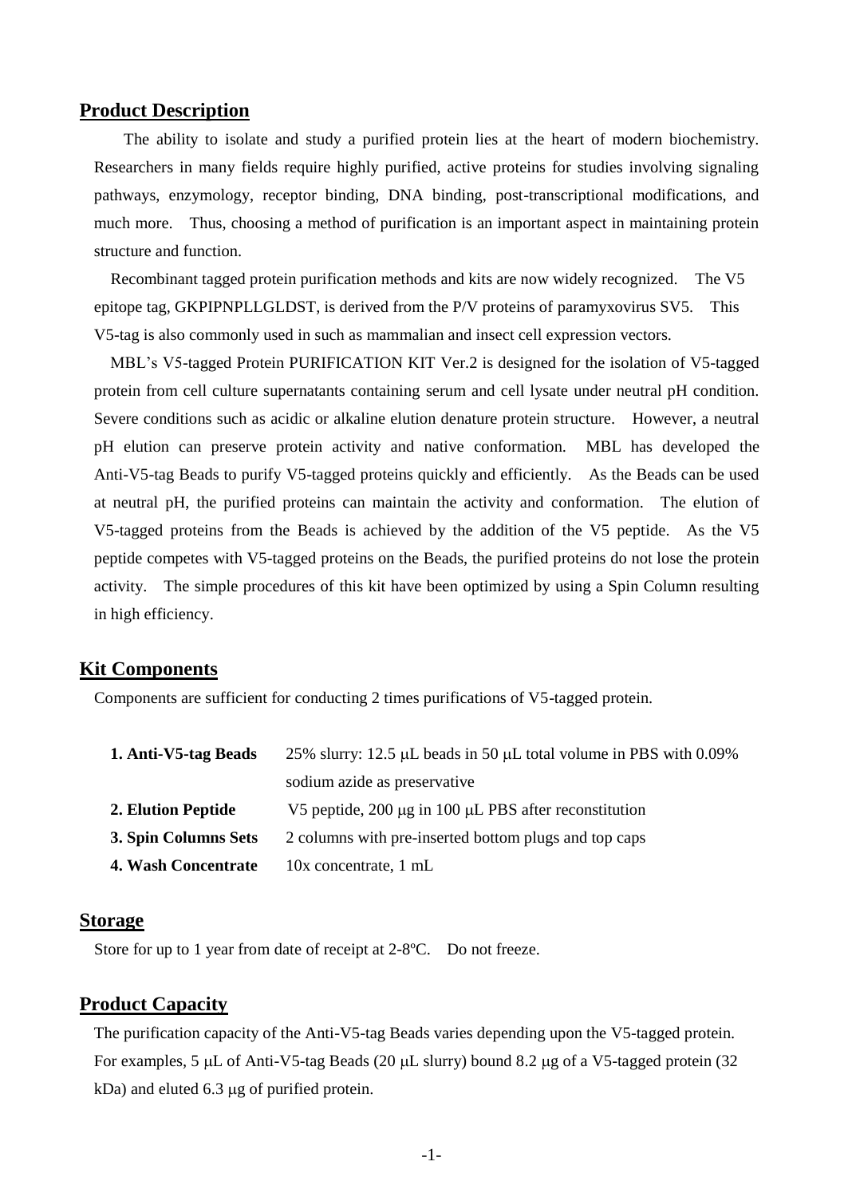## Product Description

The ability to isolate and study a purified protein lies at the heart of modern biochemistry. Researchers in many fields require highly purified, active proteins for studies involving signaling pathways, enzymology, receptor binding, DNA binding, post-transcriptional modifications, and much more. Thus, choosing a method of purification is an important aspect in maintaining protein structure and function.

Recombinant tagged protein purification methods and kits are now widely recognized. The V5 epitope tag, GKPIPNPLLGLDST, is derived from the P/V proteins of paramyxovirus SV5. This V5-tag is also commonly used in such as mammalian and insect cell expression vectors.

MBL's V5-tagged Protein PURIFICATION KIT Ver.2 is designed for the isolation of V5-tagged protein from cell culture supernatants containing serum and cell lysate under neutral pH condition. Severe conditions such as acidic or alkaline elution denature protein structure. However, a neutral pH elution can preserve protein activity and native conformation. MBL has developed the Anti-V5-tag Beads to purify V5-tagged proteins quickly and efficiently. As the Beads can be used at neutral pH, the purified proteins can maintain the activity and conformation. The elution of V5-tagged proteins from the Beads is achieved by the addition of the V5 peptide. As the V5 peptide competes with V5-tagged proteins on the Beads, the purified proteins do not lose the protein activity. The simple procedures of this kit have been optimized by using a Spin Column resulting in high efficiency.

## Kit Components

Components are sufficient for conducting 2 times purifications of V5-tagged protein.

| | |
|---|---|
| **1. Anti-V5-tag Beads** | 25% slurry: 12.5 μL beads in 50 μL total volume in PBS with 0.09% sodium azide as preservative |
| **2. Elution Peptide** | V5 peptide, 200 μg in 100 μL PBS after reconstitution |
| **3. Spin Columns Sets** | 2 columns with pre-inserted bottom plugs and top caps |
| **4. Wash Concentrate** | 10x concentrate, 1 mL |

## Storage

Store for up to 1 year from date of receipt at 2-8ºC. Do not freeze.

## Product Capacity

The purification capacity of the Anti-V5-tag Beads varies depending upon the V5-tagged protein. For examples, 5 μL of Anti-V5-tag Beads (20 μL slurry) bound 8.2 μg of a V5-tagged protein (32 kDa) and eluted 6.3 μg of purified protein.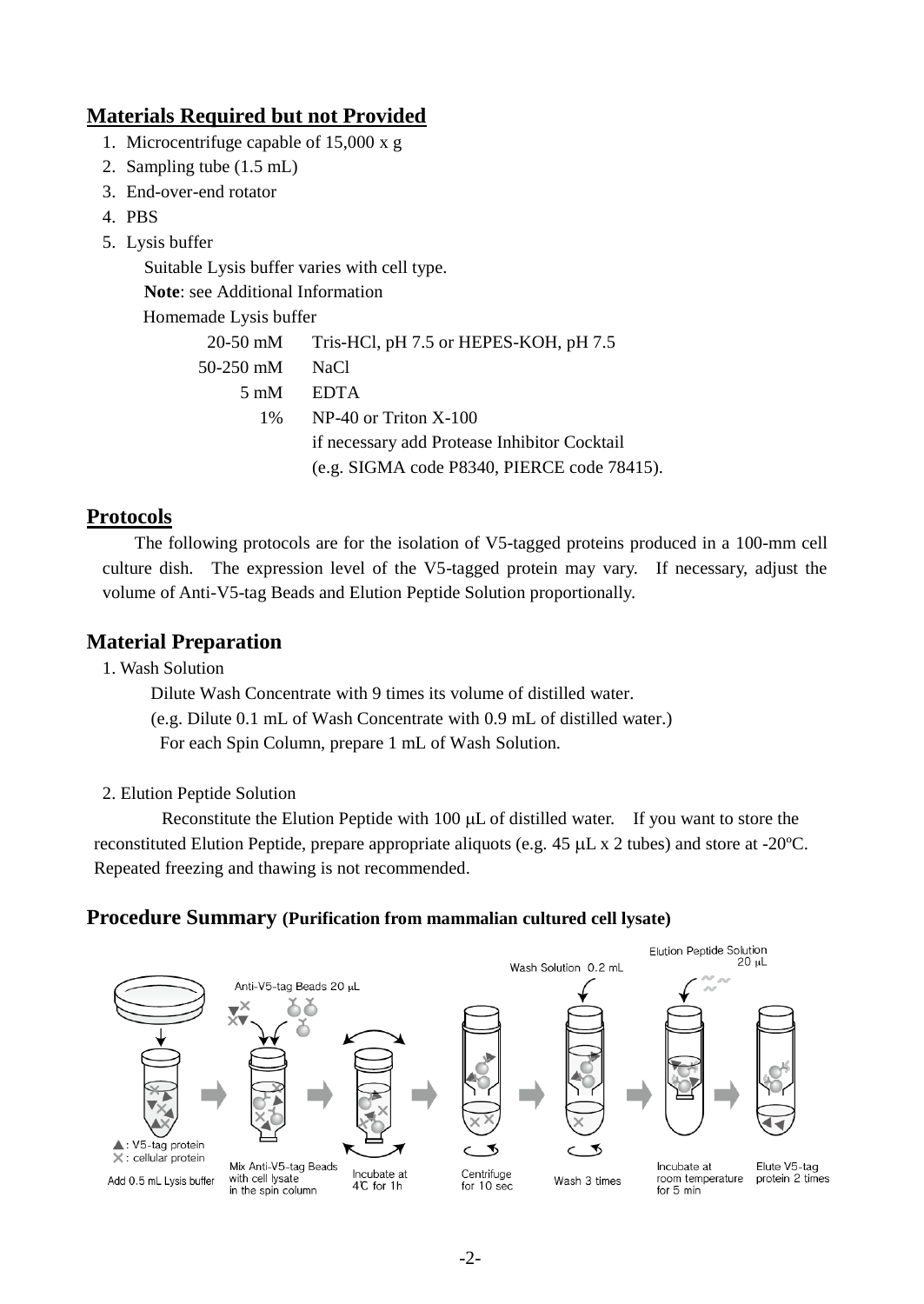## Materials Required but not Provided

1. Microcentrifuge capable of 15,000 x g
2. Sampling tube (1.5 mL)
3. End-over-end rotator
4. PBS
5. Lysis buffer

   Suitable Lysis buffer varies with cell type.

   **Note**: see Additional Information

   Homemade Lysis buffer

| | |
|---|---|
| 20-50 mM | Tris-HCl, pH 7.5 or HEPES-KOH, pH 7.5 |
| 50-250 mM | NaCl |
| 5 mM | EDTA |
| 1% | NP-40 or Triton X-100 |
| | if necessary add Protease Inhibitor Cocktail (e.g. SIGMA code P8340, PIERCE code 78415). |

## Protocols

The following protocols are for the isolation of V5-tagged proteins produced in a 100-mm cell culture dish. The expression level of the V5-tagged protein may vary. If necessary, adjust the volume of Anti-V5-tag Beads and Elution Peptide Solution proportionally.

## Material Preparation

1. Wash Solution

   Dilute Wash Concentrate with 9 times its volume of distilled water.
   (e.g. Dilute 0.1 mL of Wash Concentrate with 0.9 mL of distilled water.)
   For each Spin Column, prepare 1 mL of Wash Solution.

2. Elution Peptide Solution

   Reconstitute the Elution Peptide with 100 μL of distilled water. If you want to store the reconstituted Elution Peptide, prepare appropriate aliquots (e.g. 45 μL x 2 tubes) and store at -20ºC. Repeated freezing and thawing is not recommended.

## Procedure Summary (Purification from mammalian cultured cell lysate)

Anti-V5-tag Beads 20 μL — Wash Solution 0.2 mL — Elution Peptide Solution 20 μL

▲: V5-tag protein
✕: cellular protein

Add 0.5 mL Lysis buffer → Mix Anti-V5-tag Beads with cell lysate in the spin column → Incubate at 4℃ for 1h → Centrifuge for 10 sec → Wash 3 times → Incubate at room temperature for 5 min → Elute V5-tag protein 2 times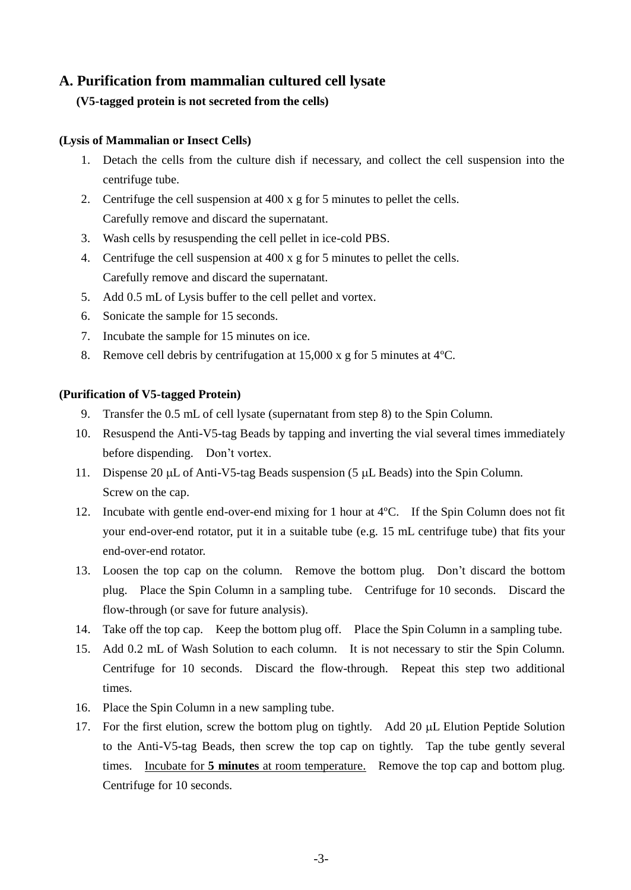## A. Purification from mammalian cultured cell lysate

**(V5-tagged protein is not secreted from the cells)**

**(Lysis of Mammalian or Insect Cells)**

1. Detach the cells from the culture dish if necessary, and collect the cell suspension into the centrifuge tube.
2. Centrifuge the cell suspension at 400 x g for 5 minutes to pellet the cells. Carefully remove and discard the supernatant.
3. Wash cells by resuspending the cell pellet in ice-cold PBS.
4. Centrifuge the cell suspension at 400 x g for 5 minutes to pellet the cells. Carefully remove and discard the supernatant.
5. Add 0.5 mL of Lysis buffer to the cell pellet and vortex.
6. Sonicate the sample for 15 seconds.
7. Incubate the sample for 15 minutes on ice.
8. Remove cell debris by centrifugation at 15,000 x g for 5 minutes at 4ºC.

**(Purification of V5-tagged Protein)**

9. Transfer the 0.5 mL of cell lysate (supernatant from step 8) to the Spin Column.
10. Resuspend the Anti-V5-tag Beads by tapping and inverting the vial several times immediately before dispending. Don't vortex.
11. Dispense 20 μL of Anti-V5-tag Beads suspension (5 μL Beads) into the Spin Column. Screw on the cap.
12. Incubate with gentle end-over-end mixing for 1 hour at 4ºC. If the Spin Column does not fit your end-over-end rotator, put it in a suitable tube (e.g. 15 mL centrifuge tube) that fits your end-over-end rotator.
13. Loosen the top cap on the column. Remove the bottom plug. Don't discard the bottom plug. Place the Spin Column in a sampling tube. Centrifuge for 10 seconds. Discard the flow-through (or save for future analysis).
14. Take off the top cap. Keep the bottom plug off. Place the Spin Column in a sampling tube.
15. Add 0.2 mL of Wash Solution to each column. It is not necessary to stir the Spin Column. Centrifuge for 10 seconds. Discard the flow-through. Repeat this step two additional times.
16. Place the Spin Column in a new sampling tube.
17. For the first elution, screw the bottom plug on tightly. Add 20 μL Elution Peptide Solution to the Anti-V5-tag Beads, then screw the top cap on tightly. Tap the tube gently several times. Incubate for **5 minutes** at room temperature. Remove the top cap and bottom plug. Centrifuge for 10 seconds.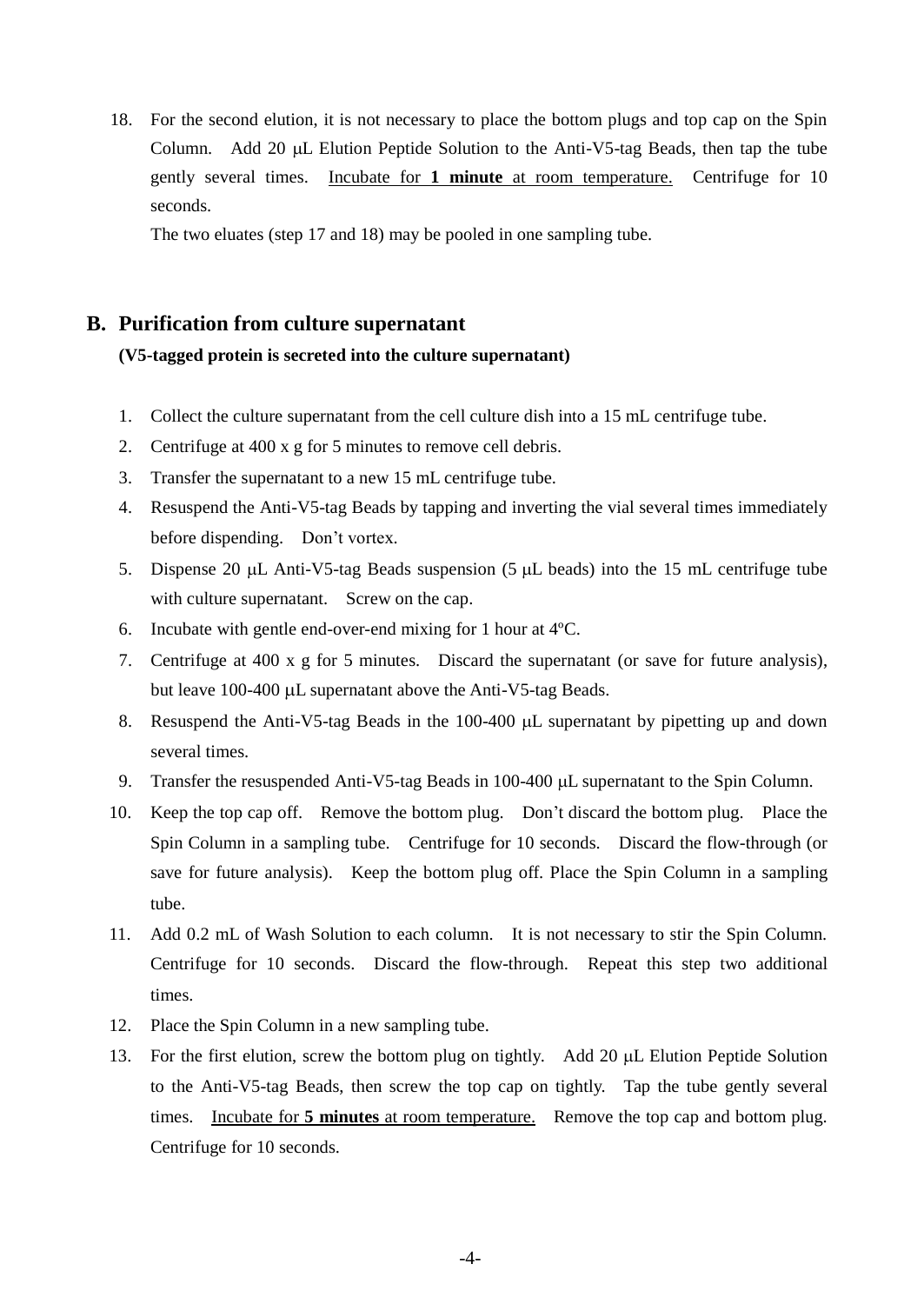18. For the second elution, it is not necessary to place the bottom plugs and top cap on the Spin Column. Add 20 μL Elution Peptide Solution to the Anti-V5-tag Beads, then tap the tube gently several times. <u>Incubate for **1 minute** at room temperature.</u> Centrifuge for 10 seconds.

    The two eluates (step 17 and 18) may be pooled in one sampling tube.

## B. Purification from culture supernatant

**(V5-tagged protein is secreted into the culture supernatant)**

1. Collect the culture supernatant from the cell culture dish into a 15 mL centrifuge tube.
2. Centrifuge at 400 x g for 5 minutes to remove cell debris.
3. Transfer the supernatant to a new 15 mL centrifuge tube.
4. Resuspend the Anti-V5-tag Beads by tapping and inverting the vial several times immediately before dispending. Don't vortex.
5. Dispense 20 μL Anti-V5-tag Beads suspension (5 μL beads) into the 15 mL centrifuge tube with culture supernatant. Screw on the cap.
6. Incubate with gentle end-over-end mixing for 1 hour at 4ºC.
7. Centrifuge at 400 x g for 5 minutes. Discard the supernatant (or save for future analysis), but leave 100-400 μL supernatant above the Anti-V5-tag Beads.
8. Resuspend the Anti-V5-tag Beads in the 100-400 μL supernatant by pipetting up and down several times.
9. Transfer the resuspended Anti-V5-tag Beads in 100-400 μL supernatant to the Spin Column.
10. Keep the top cap off. Remove the bottom plug. Don't discard the bottom plug. Place the Spin Column in a sampling tube. Centrifuge for 10 seconds. Discard the flow-through (or save for future analysis). Keep the bottom plug off. Place the Spin Column in a sampling tube.
11. Add 0.2 mL of Wash Solution to each column. It is not necessary to stir the Spin Column. Centrifuge for 10 seconds. Discard the flow-through. Repeat this step two additional times.
12. Place the Spin Column in a new sampling tube.
13. For the first elution, screw the bottom plug on tightly. Add 20 μL Elution Peptide Solution to the Anti-V5-tag Beads, then screw the top cap on tightly. Tap the tube gently several times. <u>Incubate for **5 minutes** at room temperature.</u> Remove the top cap and bottom plug. Centrifuge for 10 seconds.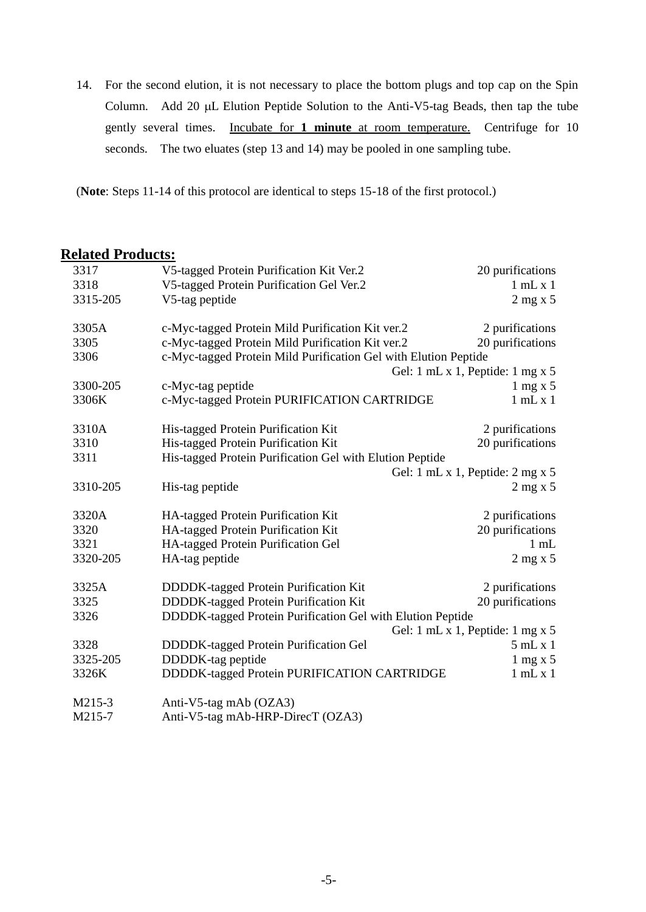14. For the second elution, it is not necessary to place the bottom plugs and top cap on the Spin Column. Add 20 μL Elution Peptide Solution to the Anti-V5-tag Beads, then tap the tube gently several times. <u>Incubate for **1 minute** at room temperature.</u> Centrifuge for 10 seconds. The two eluates (step 13 and 14) may be pooled in one sampling tube.

(**Note**: Steps 11-14 of this protocol are identical to steps 15-18 of the first protocol.)

## Related Products:

| | | |
|---|---|---|
| 3317 | V5-tagged Protein Purification Kit Ver.2 | 20 purifications |
| 3318 | V5-tagged Protein Purification Gel Ver.2 | 1 mL x 1 |
| 3315-205 | V5-tag peptide | 2 mg x 5 |
| | | |
| 3305A | c-Myc-tagged Protein Mild Purification Kit ver.2 | 2 purifications |
| 3305 | c-Myc-tagged Protein Mild Purification Kit ver.2 | 20 purifications |
| 3306 | c-Myc-tagged Protein Mild Purification Gel with Elution Peptide | Gel: 1 mL x 1, Peptide: 1 mg x 5 |
| 3300-205 | c-Myc-tag peptide | 1 mg x 5 |
| 3306K | c-Myc-tagged Protein PURIFICATION CARTRIDGE | 1 mL x 1 |
| | | |
| 3310A | His-tagged Protein Purification Kit | 2 purifications |
| 3310 | His-tagged Protein Purification Kit | 20 purifications |
| 3311 | His-tagged Protein Purification Gel with Elution Peptide | Gel: 1 mL x 1, Peptide: 2 mg x 5 |
| 3310-205 | His-tag peptide | 2 mg x 5 |
| | | |
| 3320A | HA-tagged Protein Purification Kit | 2 purifications |
| 3320 | HA-tagged Protein Purification Kit | 20 purifications |
| 3321 | HA-tagged Protein Purification Gel | 1 mL |
| 3320-205 | HA-tag peptide | 2 mg x 5 |
| | | |
| 3325A | DDDDK-tagged Protein Purification Kit | 2 purifications |
| 3325 | DDDDK-tagged Protein Purification Kit | 20 purifications |
| 3326 | DDDDK-tagged Protein Purification Gel with Elution Peptide | Gel: 1 mL x 1, Peptide: 1 mg x 5 |
| 3328 | DDDDK-tagged Protein Purification Gel | 5 mL x 1 |
| 3325-205 | DDDDK-tag peptide | 1 mg x 5 |
| 3326K | DDDDK-tagged Protein PURIFICATION CARTRIDGE | 1 mL x 1 |
| | | |
| M215-3 | Anti-V5-tag mAb (OZA3) | |
| M215-7 | Anti-V5-tag mAb-HRP-DirecT (OZA3) | |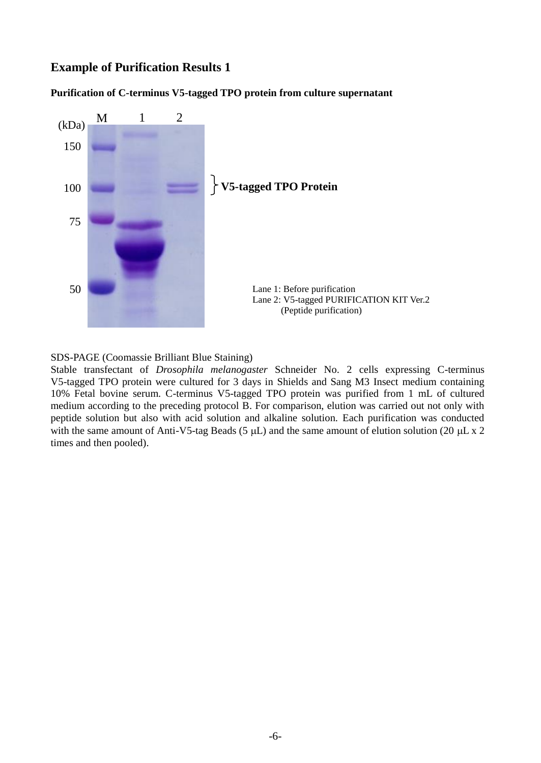## Example of Purification Results 1

**Purification of C-terminus V5-tagged TPO protein from culture supernatant**

Lane 1: Before purification
Lane 2: V5-tagged PURIFICATION KIT Ver.2
(Peptide purification)

SDS-PAGE (Coomassie Brilliant Blue Staining)

Stable transfectant of *Drosophila melanogaster* Schneider No. 2 cells expressing C-terminus V5-tagged TPO protein were cultured for 3 days in Shields and Sang M3 Insect medium containing 10% Fetal bovine serum. C-terminus V5-tagged TPO protein was purified from 1 mL of cultured medium according to the preceding protocol B. For comparison, elution was carried out not only with peptide solution but also with acid solution and alkaline solution. Each purification was conducted with the same amount of Anti-V5-tag Beads (5 μL) and the same amount of elution solution (20 μL x 2 times and then pooled).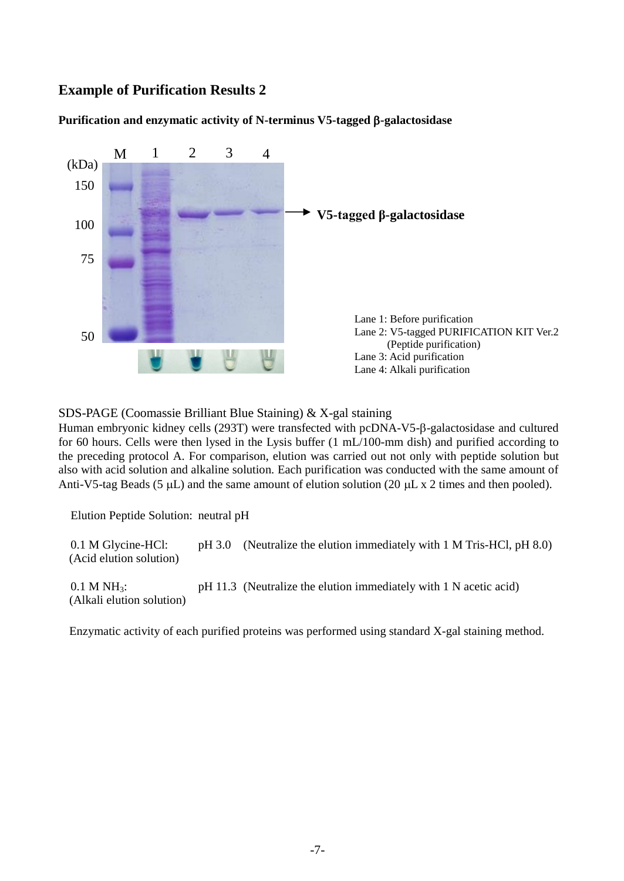## Example of Purification Results 2

**Purification and enzymatic activity of N-terminus V5-tagged β-galactosidase**

M 1 2 3 4

(kDa)
150
100
75
50

→ **V5-tagged β-galactosidase**

Lane 1: Before purification
Lane 2: V5-tagged PURIFICATION KIT Ver.2 (Peptide purification)
Lane 3: Acid purification
Lane 4: Alkali purification

SDS-PAGE (Coomassie Brilliant Blue Staining) & X-gal staining

Human embryonic kidney cells (293T) were transfected with pcDNA-V5-β-galactosidase and cultured for 60 hours. Cells were then lysed in the Lysis buffer (1 mL/100-mm dish) and purified according to the preceding protocol A. For comparison, elution was carried out not only with peptide solution but also with acid solution and alkaline solution. Each purification was conducted with the same amount of Anti-V5-tag Beads (5 μL) and the same amount of elution solution (20 μL x 2 times and then pooled).

Elution Peptide Solution: neutral pH

0.1 M Glycine-HCl: (Acid elution solution) pH 3.0 (Neutralize the elution immediately with 1 M Tris-HCl, pH 8.0)

0.1 M $NH_3$: (Alkali elution solution) pH 11.3 (Neutralize the elution immediately with 1 N acetic acid)

Enzymatic activity of each purified proteins was performed using standard X-gal staining method.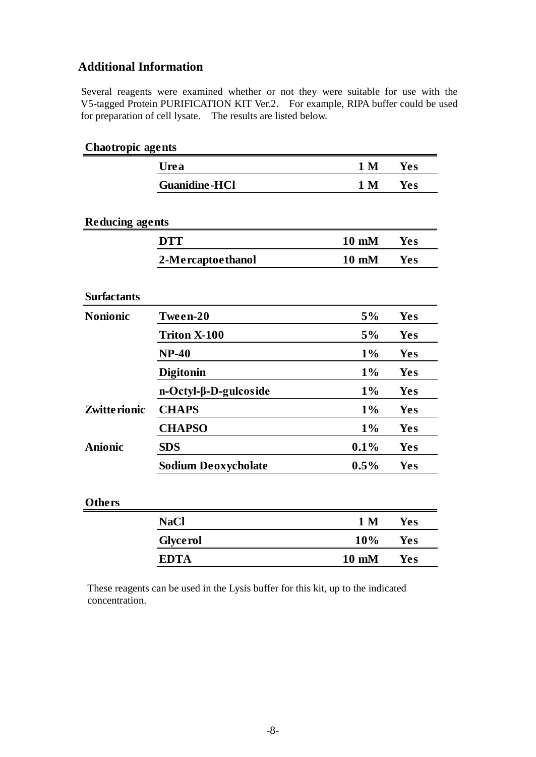## Additional Information

Several reagents were examined whether or not they were suitable for use with the V5-tagged Protein PURIFICATION KIT Ver.2. For example, RIPA buffer could be used for preparation of cell lysate. The results are listed below.

**Chaotropic agents**

| | | | |
|---|---|---|---|
| | **Urea** | **1 M** | **Yes** |
| | **Guanidine-HCl** | **1 M** | **Yes** |

**Reducing agents**

| | | | |
|---|---|---|---|
| | **DTT** | **10 mM** | **Yes** |
| | **2-Mercaptoethanol** | **10 mM** | **Yes** |

**Surfactants**

| | | | |
|---|---|---|---|
| **Nonionic** | **Tween-20** | **5%** | **Yes** |
| | **Triton X-100** | **5%** | **Yes** |
| | **NP-40** | **1%** | **Yes** |
| | **Digitonin** | **1%** | **Yes** |
| | **n-Octyl-β-D-gulcoside** | **1%** | **Yes** |
| **Zwitterionic** | **CHAPS** | **1%** | **Yes** |
| | **CHAPSO** | **1%** | **Yes** |
| **Anionic** | **SDS** | **0.1%** | **Yes** |
| | **Sodium Deoxycholate** | **0.5%** | **Yes** |

**Others**

| | | | |
|---|---|---|---|
| | **NaCl** | **1 M** | **Yes** |
| | **Glycerol** | **10%** | **Yes** |
| | **EDTA** | **10 mM** | **Yes** |

These reagents can be used in the Lysis buffer for this kit, up to the indicated concentration.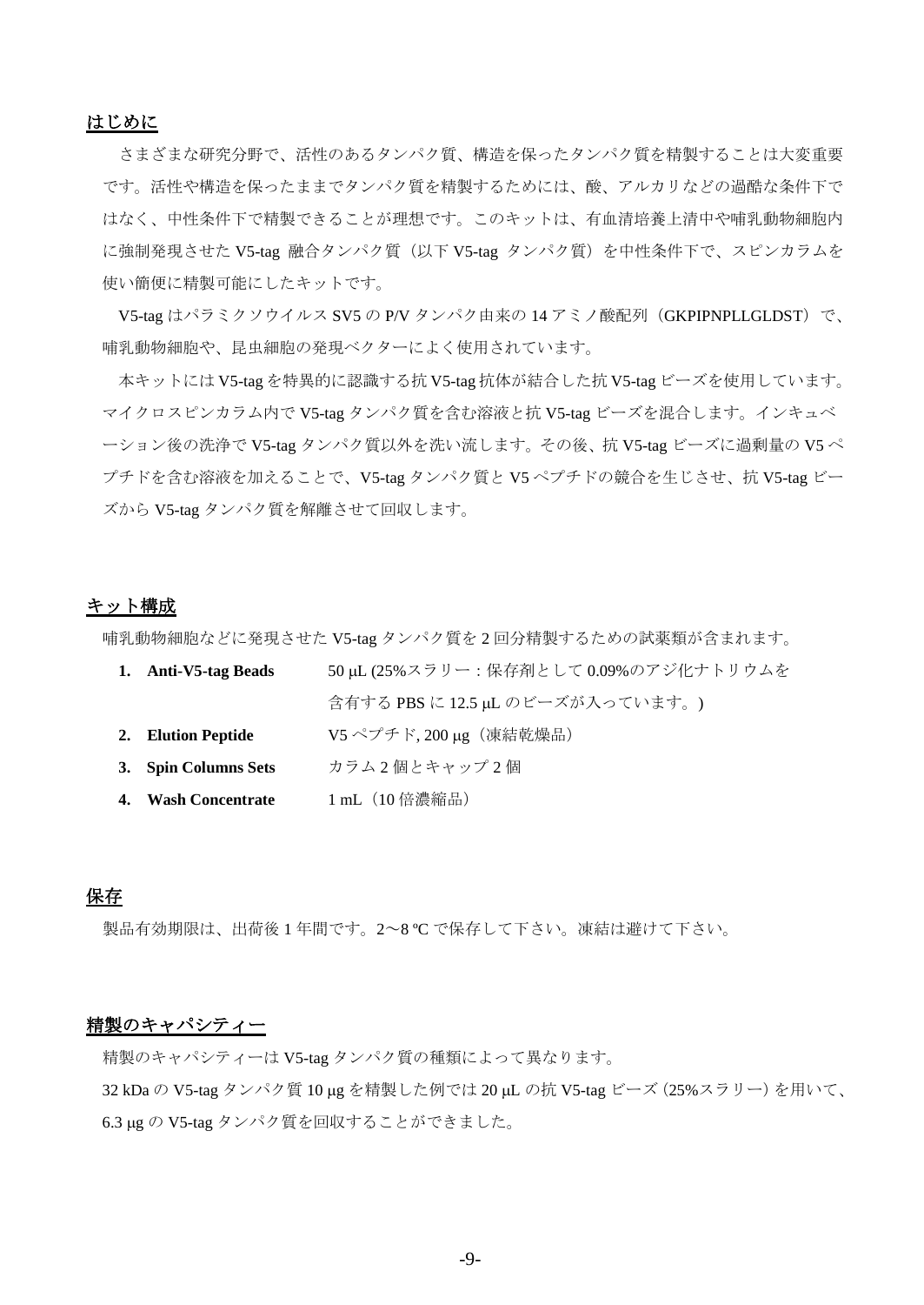## はじめに

さまざまな研究分野で、活性のあるタンパク質、構造を保ったタンパク質を精製することは大変重要です。活性や構造を保ったままでタンパク質を精製するためには、酸、アルカリなどの過酷な条件下ではなく、中性条件下で精製できることが理想です。このキットは、有血清培養上清中や哺乳動物細胞内に強制発現させた V5-tag 融合タンパク質（以下 V5-tag タンパク質）を中性条件下で、スピンカラムを使い簡便に精製可能にしたキットです。

V5-tag はパラミクソウイルス SV5 の P/V タンパク由来の 14 アミノ酸配列（GKPIPNPLLGLDST）で、哺乳動物細胞や、昆虫細胞の発現ベクターによく使用されています。

本キットには V5-tag を特異的に認識する抗 V5-tag 抗体が結合した抗 V5-tag ビーズを使用しています。マイクロスピンカラム内で V5-tag タンパク質を含む溶液と抗 V5-tag ビーズを混合します。インキュベーション後の洗浄で V5-tag タンパク質以外を洗い流します。その後、抗 V5-tag ビーズに過剰量の V5 ペプチドを含む溶液を加えることで、V5-tag タンパク質と V5 ペプチドの競合を生じさせ、抗 V5-tag ビーズから V5-tag タンパク質を解離させて回収します。

## キット構成

哺乳動物細胞などに発現させた V5-tag タンパク質を 2 回分精製するための試薬類が含まれます。

1. **Anti-V5-tag Beads**　50 μL (25%スラリー：保存剤として 0.09%のアジ化ナトリウムを含有する PBS に 12.5 μL のビーズが入っています。)
2. **Elution Peptide**　V5 ペプチド, 200 μg（凍結乾燥品）
3. **Spin Columns Sets**　カラム 2 個とキャップ 2 個
4. **Wash Concentrate**　1 mL（10 倍濃縮品）

## 保存

製品有効期限は、出荷後 1 年間です。2～8 ºC で保存して下さい。凍結は避けて下さい。

## 精製のキャパシティー

精製のキャパシティーは V5-tag タンパク質の種類によって異なります。

32 kDa の V5-tag タンパク質 10 μg を精製した例では 20 μL の抗 V5-tag ビーズ（25%スラリー）を用いて、6.3 μg の V5-tag タンパク質を回収することができました。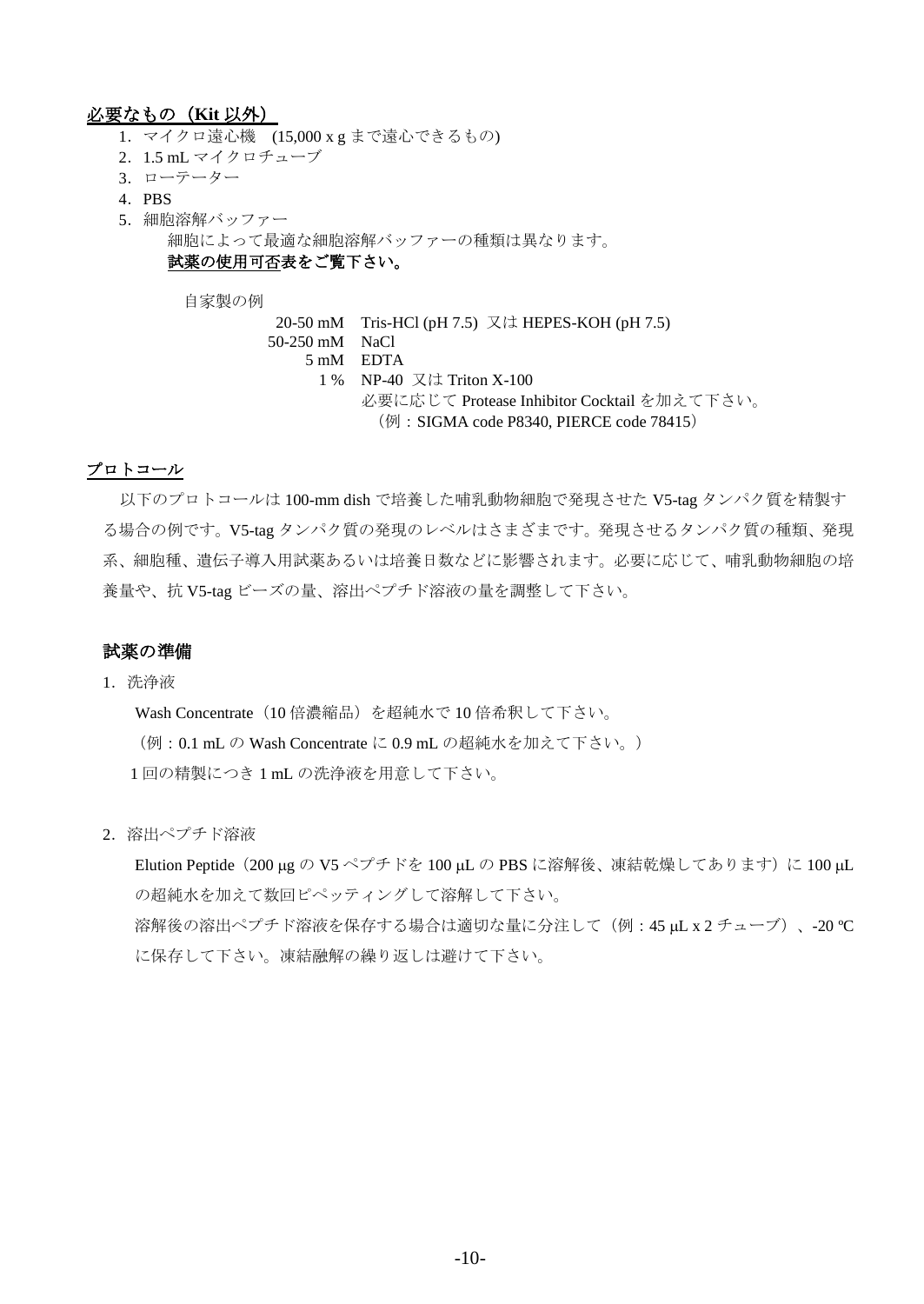## 必要なもの（Kit 以外）

1. マイクロ遠心機　(15,000 x g まで遠心できるもの)
2. 1.5 mL マイクロチューブ
3. ローテーター
4. PBS
5. 細胞溶解バッファー
   細胞によって最適な細胞溶解バッファーの種類は異なります。
   **試薬の使用可否表をご覧下さい。**

   自家製の例

   | | |
   |---|---|
   | 20-50 mM | Tris-HCl (pH 7.5)  又は HEPES-KOH (pH 7.5) |
   | 50-250 mM | NaCl |
   | 5 mM | EDTA |
   | 1 % | NP-40  又は Triton X-100 |
   | | 必要に応じて Protease Inhibitor Cocktail を加えて下さい。（例：SIGMA code P8340, PIERCE code 78415） |

## プロトコール

以下のプロトコールは 100-mm dish で培養した哺乳動物細胞で発現させた V5-tag タンパク質を精製する場合の例です。V5-tag タンパク質の発現のレベルはさまざまです。発現させるタンパク質の種類、発現系、細胞種、遺伝子導入用試薬あるいは培養日数などに影響されます。必要に応じて、哺乳動物細胞の培養量や、抗 V5-tag ビーズの量、溶出ペプチド溶液の量を調整して下さい。

### 試薬の準備

1. 洗浄液

   Wash Concentrate（10 倍濃縮品）を超純水で 10 倍希釈して下さい。
   （例：0.1 mL の Wash Concentrate に 0.9 mL の超純水を加えて下さい。）
   1 回の精製につき 1 mL の洗浄液を用意して下さい。

2. 溶出ペプチド溶液

   Elution Peptide（200 μg の V5 ペプチドを 100 μL の PBS に溶解後、凍結乾燥してあります）に 100 μL の超純水を加えて数回ピペッティングして溶解して下さい。
   溶解後の溶出ペプチド溶液を保存する場合は適切な量に分注して（例：45 μL x 2 チューブ）、-20 ºC に保存して下さい。凍結融解の繰り返しは避けて下さい。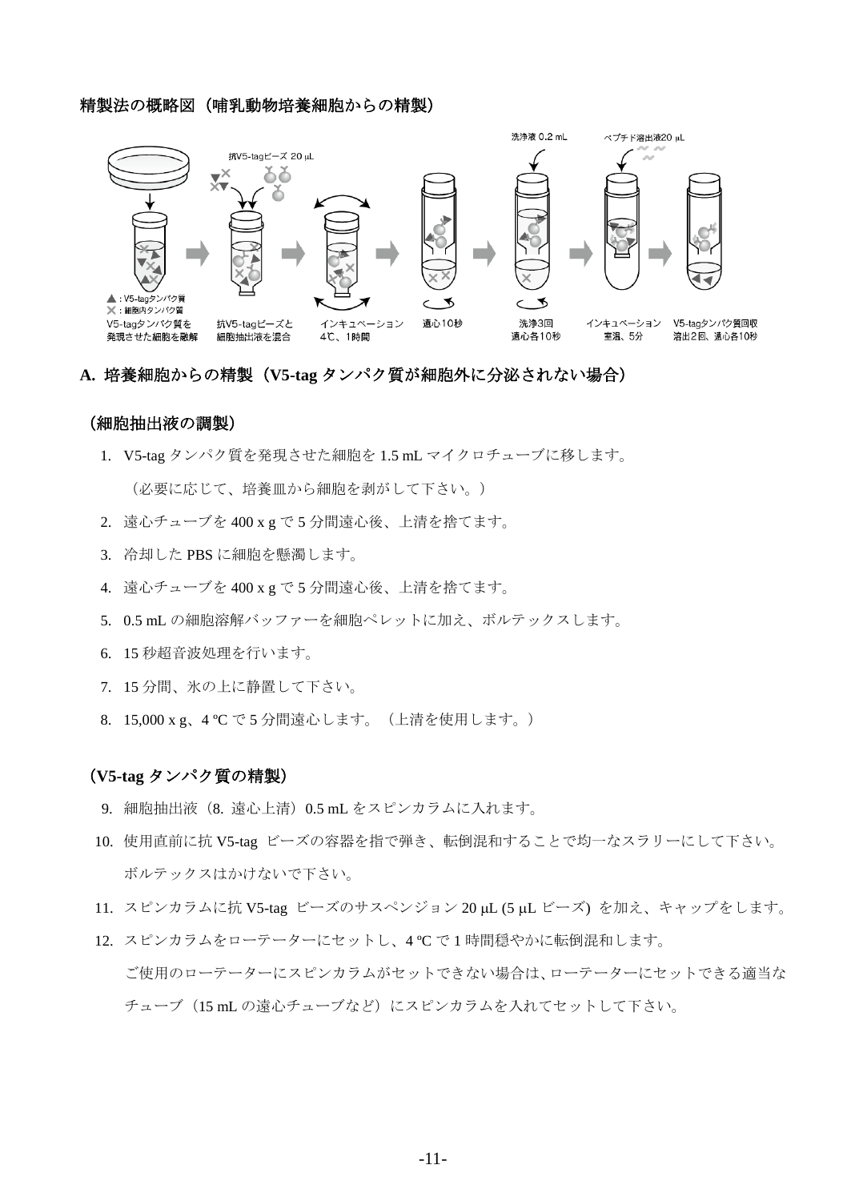精製法の概略図（哺乳動物培養細胞からの精製）

## A. 培養細胞からの精製（V5-tag タンパク質が細胞外に分泌されない場合）

### （細胞抽出液の調製）

1. V5-tag タンパク質を発現させた細胞を 1.5 mL マイクロチューブに移します。

   （必要に応じて、培養皿から細胞を剥がして下さい。）

2. 遠心チューブを 400 x g で 5 分間遠心後、上清を捨てます。
3. 冷却した PBS に細胞を懸濁します。
4. 遠心チューブを 400 x g で 5 分間遠心後、上清を捨てます。
5. 0.5 mL の細胞溶解バッファーを細胞ペレットに加え、ボルテックスします。
6. 15 秒超音波処理を行います。
7. 15 分間、氷の上に静置して下さい。
8. 15,000 x g、4 ºC で 5 分間遠心します。（上清を使用します。）

### （V5-tag タンパク質の精製）

9. 細胞抽出液（8. 遠心上清）0.5 mL をスピンカラムに入れます。
10. 使用直前に抗 V5-tag ビーズの容器を指で弾き、転倒混和することで均一なスラリーにして下さい。ボルテックスはかけないで下さい。
11. スピンカラムに抗 V5-tag ビーズのサスペンジョン 20 μL (5 μL ビーズ) を加え、キャップをします。
12. スピンカラムをローテーターにセットし、4 ºC で 1 時間穏やかに転倒混和します。

    ご使用のローテーターにスピンカラムがセットできない場合は、ローテーターにセットできる適当なチューブ（15 mL の遠心チューブなど）にスピンカラムを入れてセットして下さい。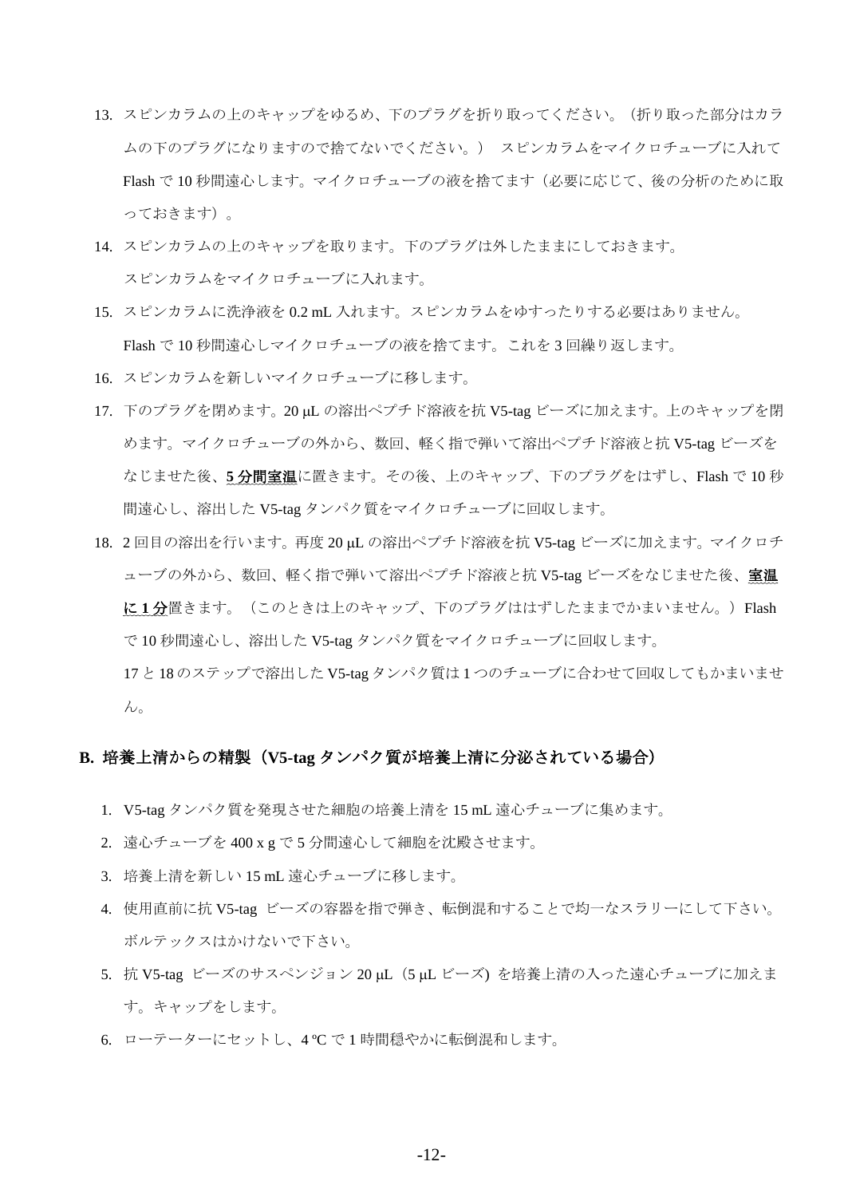13. スピンカラムの上のキャップをゆるめ、下のプラグを折り取ってください。（折り取った部分はカラムの下のプラグになりますので捨てないでください。） スピンカラムをマイクロチューブに入れて Flash で 10 秒間遠心します。マイクロチューブの液を捨てます（必要に応じて、後の分析のために取っておきます）。
14. スピンカラムの上のキャップを取ります。下のプラグは外したままにしておきます。
    スピンカラムをマイクロチューブに入れます。
15. スピンカラムに洗浄液を 0.2 mL 入れます。スピンカラムをゆすったりする必要はありません。
    Flash で 10 秒間遠心しマイクロチューブの液を捨てます。これを 3 回繰り返します。
16. スピンカラムを新しいマイクロチューブに移します。
17. 下のプラグを閉めます。20 μL の溶出ペプチド溶液を抗 V5-tag ビーズに加えます。上のキャップを閉めます。マイクロチューブの外から、数回、軽く指で弾いて溶出ペプチド溶液と抗 V5-tag ビーズをなじませた後、**5 分間室温**に置きます。その後、上のキャップ、下のプラグをはずし、Flash で 10 秒間遠心し、溶出した V5-tag タンパク質をマイクロチューブに回収します。
18. 2 回目の溶出を行います。再度 20 μL の溶出ペプチド溶液を抗 V5-tag ビーズに加えます。マイクロチューブの外から、数回、軽く指で弾いて溶出ペプチド溶液と抗 V5-tag ビーズをなじませた後、**室温に 1 分**置きます。（このときは上のキャップ、下のプラグははずしたままでかまいません。）Flash で 10 秒間遠心し、溶出した V5-tag タンパク質をマイクロチューブに回収します。
    17 と 18 のステップで溶出した V5-tag タンパク質は 1 つのチューブに合わせて回収してもかまいません。

## B. 培養上清からの精製（V5-tag タンパク質が培養上清に分泌されている場合）

1. V5-tag タンパク質を発現させた細胞の培養上清を 15 mL 遠心チューブに集めます。
2. 遠心チューブを 400 x g で 5 分間遠心して細胞を沈殿させます。
3. 培養上清を新しい 15 mL 遠心チューブに移します。
4. 使用直前に抗 V5-tag ビーズの容器を指で弾き、転倒混和することで均一なスラリーにして下さい。ボルテックスはかけないで下さい。
5. 抗 V5-tag ビーズのサスペンジョン 20 μL（5 μL ビーズ) を培養上清の入った遠心チューブに加えます。キャップをします。
6. ローテーターにセットし、4 ºC で 1 時間穏やかに転倒混和します。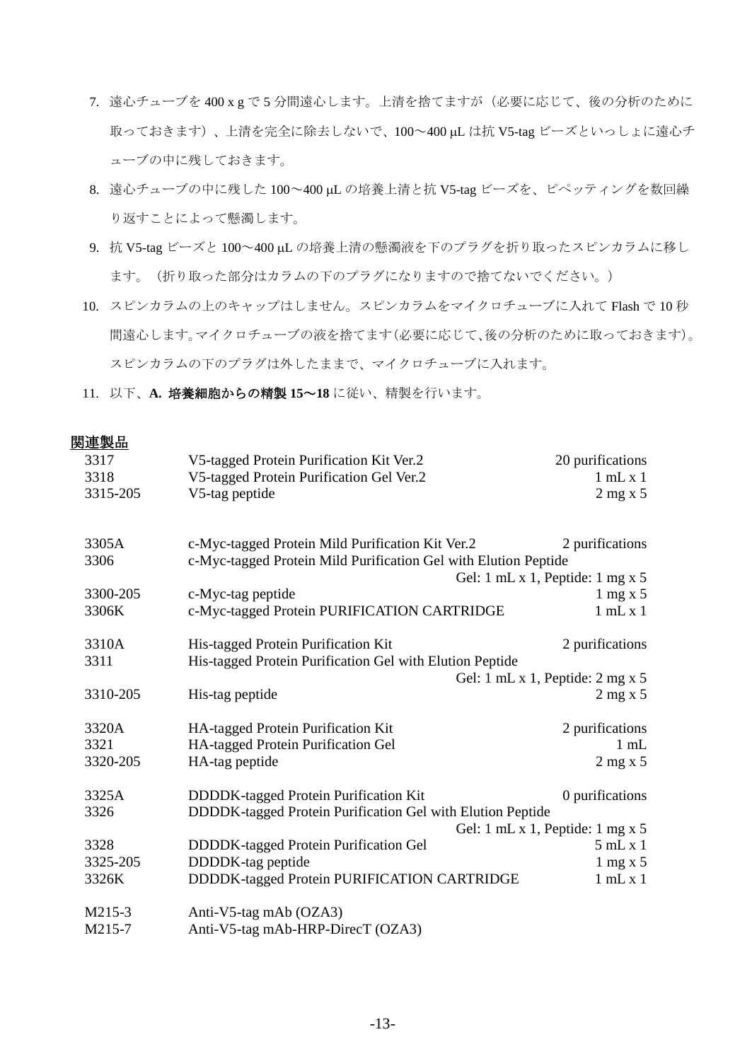7. 遠心チューブを 400 x g で 5 分間遠心します。上清を捨てますが（必要に応じて、後の分析のために取っておきます）、上清を完全に除去しないで、100〜400 μL は抗 V5-tag ビーズといっしょに遠心チューブの中に残しておきます。
8. 遠心チューブの中に残した 100〜400 μL の培養上清と抗 V5-tag ビーズを、ピペッティングを数回繰り返すことによって懸濁します。
9. 抗 V5-tag ビーズと 100〜400 μL の培養上清の懸濁液を下のプラグを折り取ったスピンカラムに移します。（折り取った部分はカラムの下のプラグになりますので捨てないでください。）
10. スピンカラムの上のキャップはしません。スピンカラムをマイクロチューブに入れて Flash で 10 秒間遠心します。マイクロチューブの液を捨てます（必要に応じて、後の分析のために取っておきます）。スピンカラムの下のプラグは外したままで、マイクロチューブに入れます。
11. 以下、**A. 培養細胞からの精製 15〜18** に従い、精製を行います。

<u>関連製品</u>

| | | |
|---|---|---|
| 3317 | V5-tagged Protein Purification Kit Ver.2 | 20 purifications |
| 3318 | V5-tagged Protein Purification Gel Ver.2 | 1 mL x 1 |
| 3315-205 | V5-tag peptide | 2 mg x 5 |
| | | |
| 3305A | c-Myc-tagged Protein Mild Purification Kit Ver.2 | 2 purifications |
| 3306 | c-Myc-tagged Protein Mild Purification Gel with Elution Peptide | Gel: 1 mL x 1, Peptide: 1 mg x 5 |
| 3300-205 | c-Myc-tag peptide | 1 mg x 5 |
| 3306K | c-Myc-tagged Protein PURIFICATION CARTRIDGE | 1 mL x 1 |
| | | |
| 3310A | His-tagged Protein Purification Kit | 2 purifications |
| 3311 | His-tagged Protein Purification Gel with Elution Peptide | Gel: 1 mL x 1, Peptide: 2 mg x 5 |
| 3310-205 | His-tag peptide | 2 mg x 5 |
| | | |
| 3320A | HA-tagged Protein Purification Kit | 2 purifications |
| 3321 | HA-tagged Protein Purification Gel | 1 mL |
| 3320-205 | HA-tag peptide | 2 mg x 5 |
| | | |
| 3325A | DDDDK-tagged Protein Purification Kit | 0 purifications |
| 3326 | DDDDK-tagged Protein Purification Gel with Elution Peptide | Gel: 1 mL x 1, Peptide: 1 mg x 5 |
| 3328 | DDDDK-tagged Protein Purification Gel | 5 mL x 1 |
| 3325-205 | DDDDK-tag peptide | 1 mg x 5 |
| 3326K | DDDDK-tagged Protein PURIFICATION CARTRIDGE | 1 mL x 1 |
| | | |
| M215-3 | Anti-V5-tag mAb (OZA3) | |
| M215-7 | Anti-V5-tag mAb-HRP-DirecT (OZA3) | |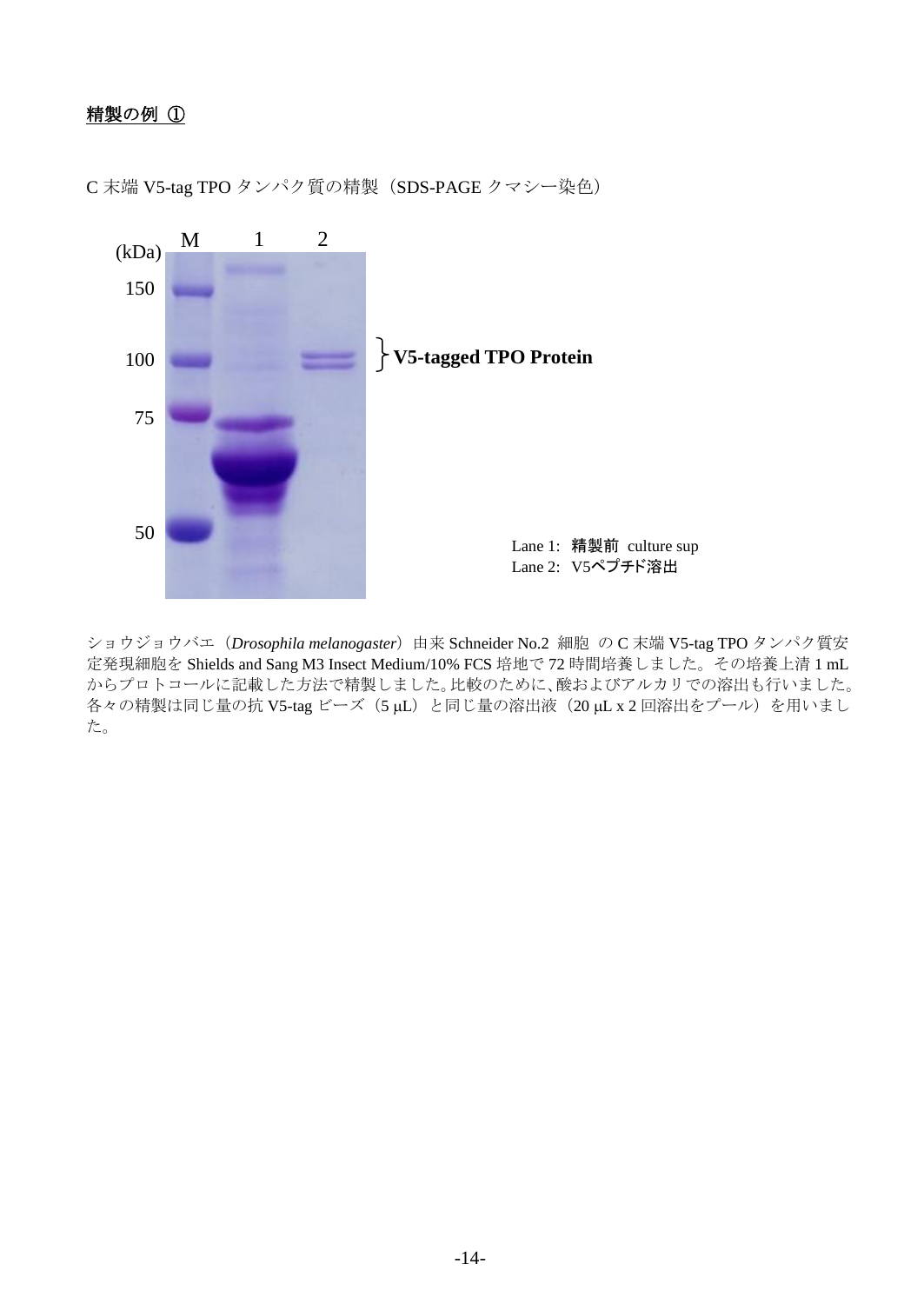## 精製の例 ①

C 末端 V5-tag TPO タンパク質の精製（SDS-PAGE クマシー染色）

(kDa) M 1 2

150

100 } **V5-tagged TPO Protein**

75

50

Lane 1: **精製前** culture sup
Lane 2: V5**ペプチド溶出**

ショウジョウバエ（*Drosophila melanogaster*）由来 Schneider No.2 細胞 の C 末端 V5-tag TPO タンパク質安定発現細胞を Shields and Sang M3 Insect Medium/10% FCS 培地で 72 時間培養しました。その培養上清 1 mL からプロトコールに記載した方法で精製しました。比較のために、酸およびアルカリでの溶出も行いました。各々の精製は同じ量の抗 V5-tag ビーズ（5 μL）と同じ量の溶出液（20 μL x 2 回溶出をプール）を用いました。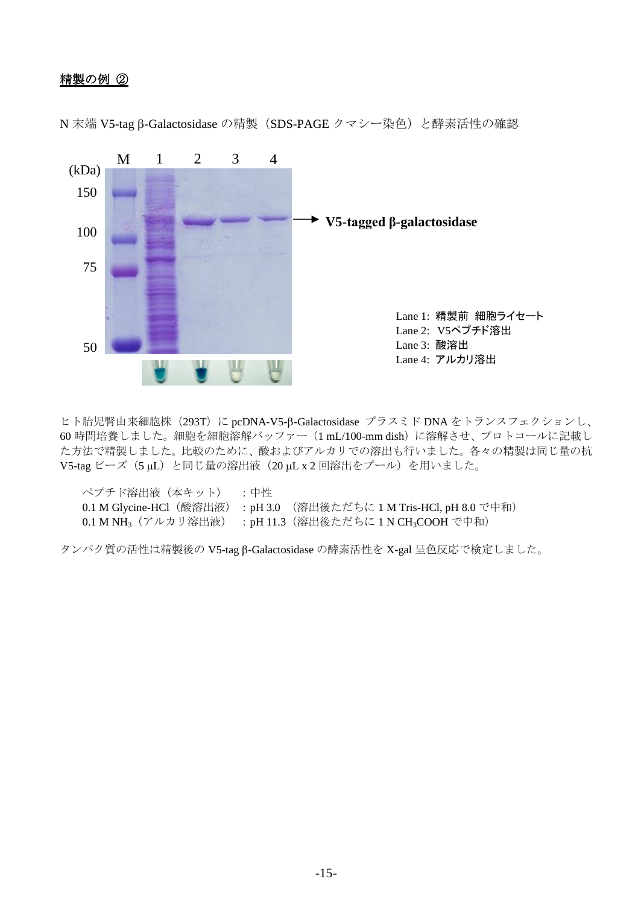## 精製の例 ②

N 末端 V5-tag β-Galactosidase の精製（SDS-PAGE クマシー染色）と酵素活性の確認

Lane 1: 精製前 細胞ライセート
Lane 2: V5ペプチド溶出
Lane 3: 酸溶出
Lane 4: アルカリ溶出

ヒト胎児腎由来細胞株（293T）に pcDNA-V5-β-Galactosidase プラスミド DNA をトランスフェクションし、60 時間培養しました。細胞を細胞溶解バッファー（1 mL/100-mm dish）に溶解させ、プロトコールに記載した方法で精製しました。比較のために、酸およびアルカリでの溶出も行いました。各々の精製は同じ量の抗 V5-tag ビーズ（5 μL）と同じ量の溶出液（20 μL x 2 回溶出をプール）を用いました。

ペプチド溶出液（本キット）　：中性
0.1 M Glycine-HCl（酸溶出液）：pH 3.0 （溶出後ただちに 1 M Tris-HCl, pH 8.0 で中和）
0.1 M $NH_3$（アルカリ溶出液）：pH 11.3（溶出後ただちに 1 N $CH_3COOH$ で中和）

タンパク質の活性は精製後の V5-tag β-Galactosidase の酵素活性を X-gal 呈色反応で検定しました。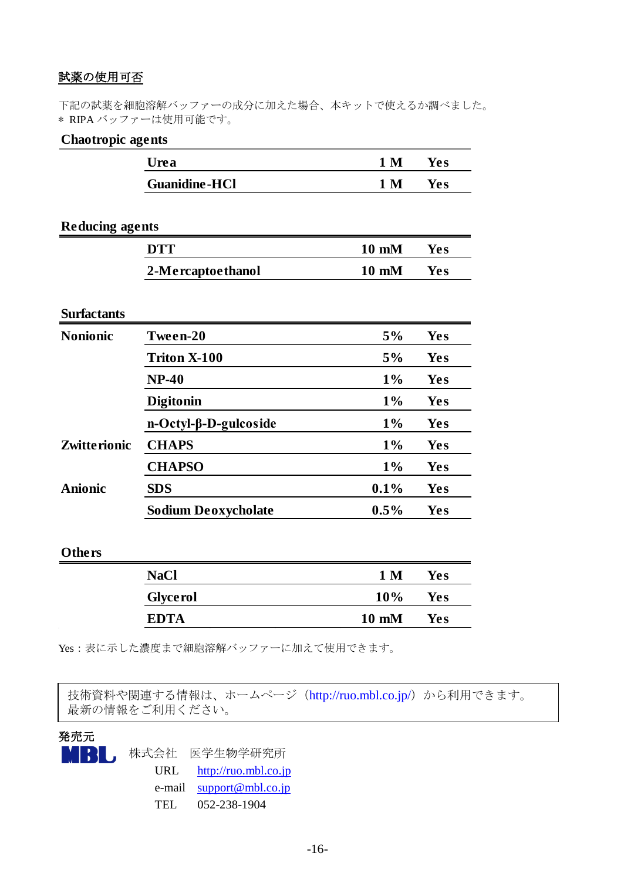## 試薬の使用可否

下記の試薬を細胞溶解バッファーの成分に加えた場合、本キットで使えるか調べました。
＊ RIPA バッファーは使用可能です。

**Chaotropic agents**

| | | | |
|---|---|---|---|
| | **Urea** | **1 M** | **Yes** |
| | **Guanidine-HCl** | **1 M** | **Yes** |

**Reducing agents**

| | | | |
|---|---|---|---|
| | **DTT** | **10 mM** | **Yes** |
| | **2-Mercaptoethanol** | **10 mM** | **Yes** |

**Surfactants**

| | | | |
|---|---|---|---|
| **Nonionic** | **Tween-20** | **5%** | **Yes** |
| | **Triton X-100** | **5%** | **Yes** |
| | **NP-40** | **1%** | **Yes** |
| | **Digitonin** | **1%** | **Yes** |
| | **n-Octyl-β-D-gulcoside** | **1%** | **Yes** |
| **Zwitterionic** | **CHAPS** | **1%** | **Yes** |
| | **CHAPSO** | **1%** | **Yes** |
| **Anionic** | **SDS** | **0.1%** | **Yes** |
| | **Sodium Deoxycholate** | **0.5%** | **Yes** |

**Others**

| | | | |
|---|---|---|---|
| | **NaCl** | **1 M** | **Yes** |
| | **Glycerol** | **10%** | **Yes** |
| | **EDTA** | **10 mM** | **Yes** |

Yes：表に示した濃度まで細胞溶解バッファーに加えて使用できます。

技術資料や関連する情報は、ホームページ（http://ruo.mbl.co.jp/）から利用できます。
最新の情報をご利用ください。

発売元

MBL 株式会社　医学生物学研究所

URL　http://ruo.mbl.co.jp
e-mail　support@mbl.co.jp
TEL　052-238-1904